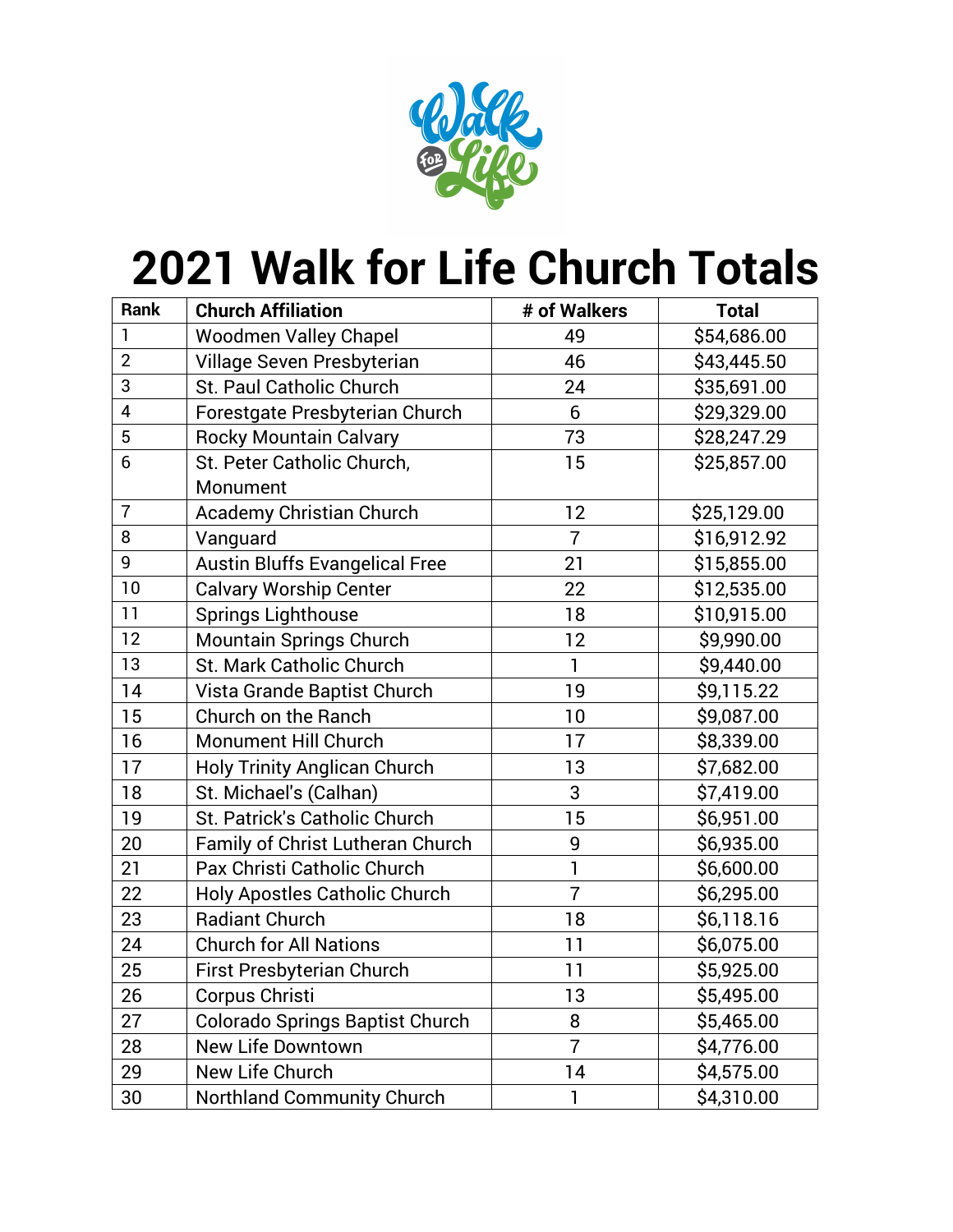# 2021 Walk for Life Church Totals

| Rank | Church Affiliation | # of Walkers | Total |
|---|---|---|---|
| 1 | Woodmen Valley Chapel | 49 | $54,686.00 |
| 2 | Village Seven Presbyterian | 46 | $43,445.50 |
| 3 | St. Paul Catholic Church | 24 | $35,691.00 |
| 4 | Forestgate Presbyterian Church | 6 | $29,329.00 |
| 5 | Rocky Mountain Calvary | 73 | $28,247.29 |
| 6 | St. Peter Catholic Church, Monument | 15 | $25,857.00 |
| 7 | Academy Christian Church | 12 | $25,129.00 |
| 8 | Vanguard | 7 | $16,912.92 |
| 9 | Austin Bluffs Evangelical Free | 21 | $15,855.00 |
| 10 | Calvary Worship Center | 22 | $12,535.00 |
| 11 | Springs Lighthouse | 18 | $10,915.00 |
| 12 | Mountain Springs Church | 12 | $9,990.00 |
| 13 | St. Mark Catholic Church | 1 | $9,440.00 |
| 14 | Vista Grande Baptist Church | 19 | $9,115.22 |
| 15 | Church on the Ranch | 10 | $9,087.00 |
| 16 | Monument Hill Church | 17 | $8,339.00 |
| 17 | Holy Trinity Anglican Church | 13 | $7,682.00 |
| 18 | St. Michael's (Calhan) | 3 | $7,419.00 |
| 19 | St. Patrick's Catholic Church | 15 | $6,951.00 |
| 20 | Family of Christ Lutheran Church | 9 | $6,935.00 |
| 21 | Pax Christi Catholic Church | 1 | $6,600.00 |
| 22 | Holy Apostles Catholic Church | 7 | $6,295.00 |
| 23 | Radiant Church | 18 | $6,118.16 |
| 24 | Church for All Nations | 11 | $6,075.00 |
| 25 | First Presbyterian Church | 11 | $5,925.00 |
| 26 | Corpus Christi | 13 | $5,495.00 |
| 27 | Colorado Springs Baptist Church | 8 | $5,465.00 |
| 28 | New Life Downtown | 7 | $4,776.00 |
| 29 | New Life Church | 14 | $4,575.00 |
| 30 | Northland Community Church | 1 | $4,310.00 |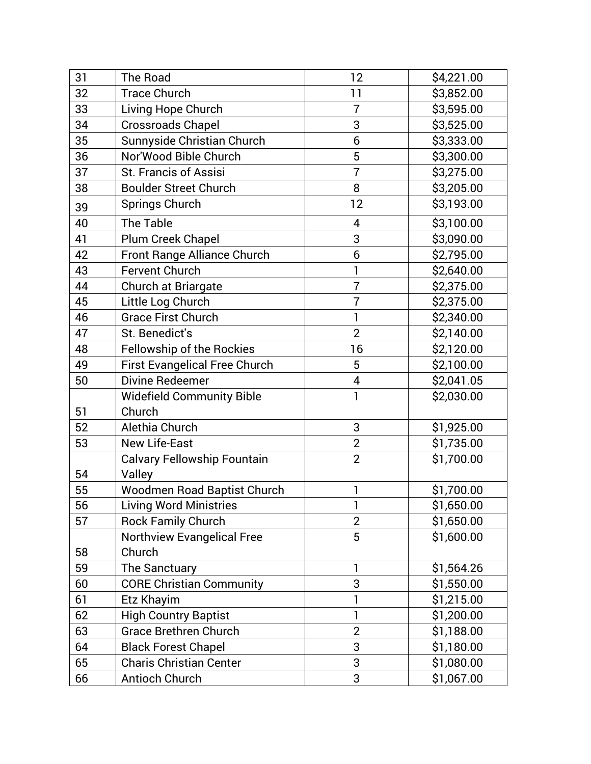| | | | |
|---|---|---|---|
| 31 | The Road | 12 | $4,221.00 |
| 32 | Trace Church | 11 | $3,852.00 |
| 33 | Living Hope Church | 7 | $3,595.00 |
| 34 | Crossroads Chapel | 3 | $3,525.00 |
| 35 | Sunnyside Christian Church | 6 | $3,333.00 |
| 36 | Nor'Wood Bible Church | 5 | $3,300.00 |
| 37 | St. Francis of Assisi | 7 | $3,275.00 |
| 38 | Boulder Street Church | 8 | $3,205.00 |
| 39 | Springs Church | 12 | $3,193.00 |
| 40 | The Table | 4 | $3,100.00 |
| 41 | Plum Creek Chapel | 3 | $3,090.00 |
| 42 | Front Range Alliance Church | 6 | $2,795.00 |
| 43 | Fervent Church | 1 | $2,640.00 |
| 44 | Church at Briargate | 7 | $2,375.00 |
| 45 | Little Log Church | 7 | $2,375.00 |
| 46 | Grace First Church | 1 | $2,340.00 |
| 47 | St. Benedict's | 2 | $2,140.00 |
| 48 | Fellowship of the Rockies | 16 | $2,120.00 |
| 49 | First Evangelical Free Church | 5 | $2,100.00 |
| 50 | Divine Redeemer | 4 | $2,041.05 |
| 51 | Widefield Community Bible Church | 1 | $2,030.00 |
| 52 | Alethia Church | 3 | $1,925.00 |
| 53 | New Life-East | 2 | $1,735.00 |
| 54 | Calvary Fellowship Fountain Valley | 2 | $1,700.00 |
| 55 | Woodmen Road Baptist Church | 1 | $1,700.00 |
| 56 | Living Word Ministries | 1 | $1,650.00 |
| 57 | Rock Family Church | 2 | $1,650.00 |
| 58 | Northview Evangelical Free Church | 5 | $1,600.00 |
| 59 | The Sanctuary | 1 | $1,564.26 |
| 60 | CORE Christian Community | 3 | $1,550.00 |
| 61 | Etz Khayim | 1 | $1,215.00 |
| 62 | High Country Baptist | 1 | $1,200.00 |
| 63 | Grace Brethren Church | 2 | $1,188.00 |
| 64 | Black Forest Chapel | 3 | $1,180.00 |
| 65 | Charis Christian Center | 3 | $1,080.00 |
| 66 | Antioch Church | 3 | $1,067.00 |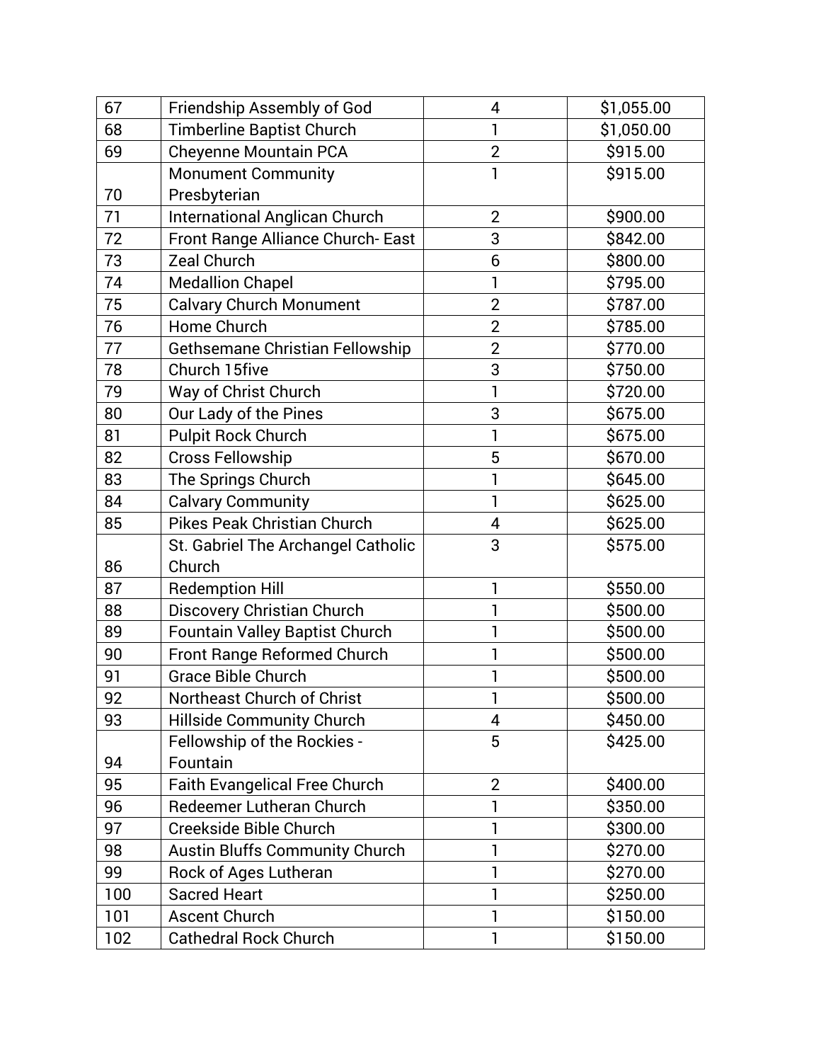| | | | |
|---|---|---|---|
| 67 | Friendship Assembly of God | 4 | $1,055.00 |
| 68 | Timberline Baptist Church | 1 | $1,050.00 |
| 69 | Cheyenne Mountain PCA | 2 | $915.00 |
| 70 | Monument Community Presbyterian | 1 | $915.00 |
| 71 | International Anglican Church | 2 | $900.00 |
| 72 | Front Range Alliance Church- East | 3 | $842.00 |
| 73 | Zeal Church | 6 | $800.00 |
| 74 | Medallion Chapel | 1 | $795.00 |
| 75 | Calvary Church Monument | 2 | $787.00 |
| 76 | Home Church | 2 | $785.00 |
| 77 | Gethsemane Christian Fellowship | 2 | $770.00 |
| 78 | Church 15five | 3 | $750.00 |
| 79 | Way of Christ Church | 1 | $720.00 |
| 80 | Our Lady of the Pines | 3 | $675.00 |
| 81 | Pulpit Rock Church | 1 | $675.00 |
| 82 | Cross Fellowship | 5 | $670.00 |
| 83 | The Springs Church | 1 | $645.00 |
| 84 | Calvary Community | 1 | $625.00 |
| 85 | Pikes Peak Christian Church | 4 | $625.00 |
| 86 | St. Gabriel The Archangel Catholic Church | 3 | $575.00 |
| 87 | Redemption Hill | 1 | $550.00 |
| 88 | Discovery Christian Church | 1 | $500.00 |
| 89 | Fountain Valley Baptist Church | 1 | $500.00 |
| 90 | Front Range Reformed Church | 1 | $500.00 |
| 91 | Grace Bible Church | 1 | $500.00 |
| 92 | Northeast Church of Christ | 1 | $500.00 |
| 93 | Hillside Community Church | 4 | $450.00 |
| 94 | Fellowship of the Rockies - Fountain | 5 | $425.00 |
| 95 | Faith Evangelical Free Church | 2 | $400.00 |
| 96 | Redeemer Lutheran Church | 1 | $350.00 |
| 97 | Creekside Bible Church | 1 | $300.00 |
| 98 | Austin Bluffs Community Church | 1 | $270.00 |
| 99 | Rock of Ages Lutheran | 1 | $270.00 |
| 100 | Sacred Heart | 1 | $250.00 |
| 101 | Ascent Church | 1 | $150.00 |
| 102 | Cathedral Rock Church | 1 | $150.00 |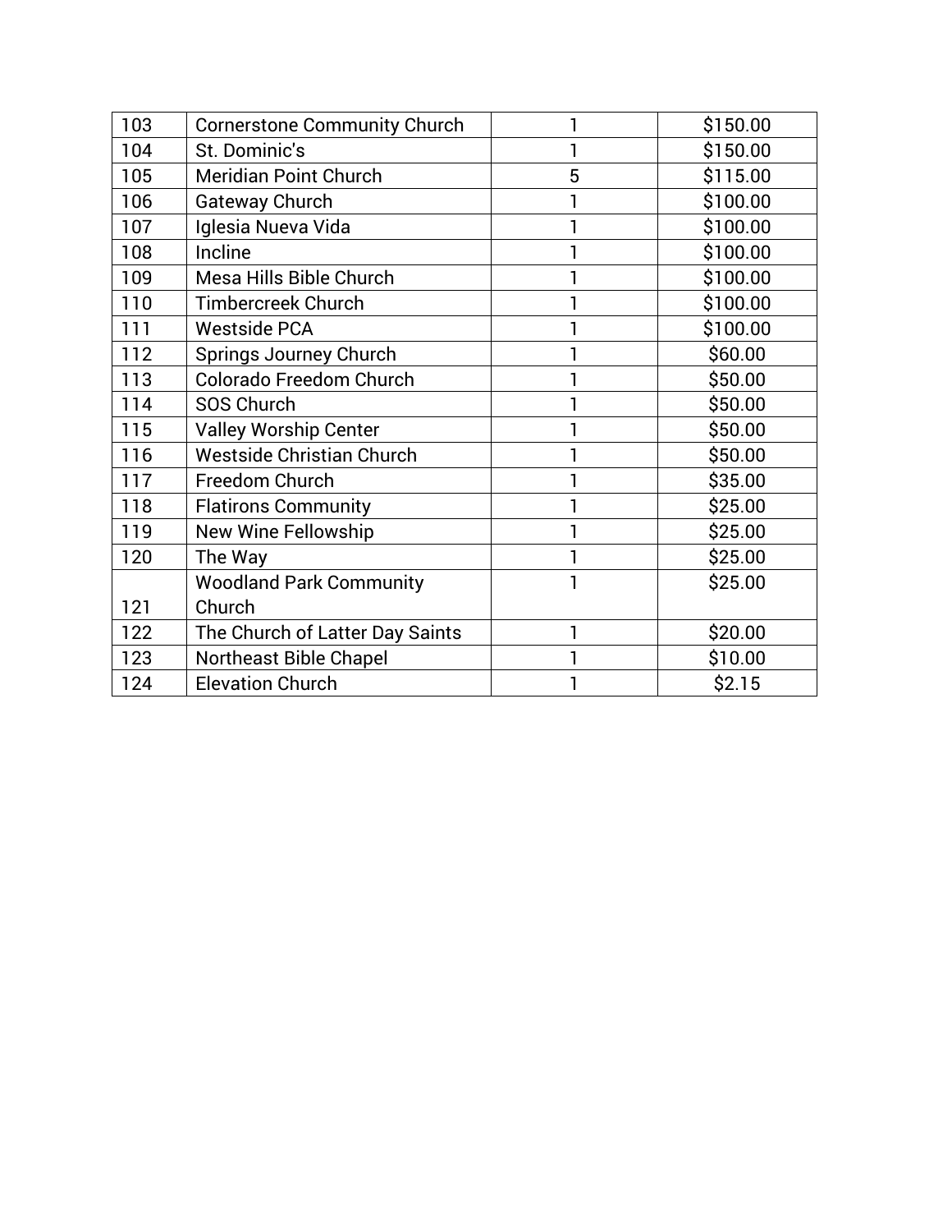| | | | |
|---|---|---|---|
| 103 | Cornerstone Community Church | 1 | $150.00 |
| 104 | St. Dominic's | 1 | $150.00 |
| 105 | Meridian Point Church | 5 | $115.00 |
| 106 | Gateway Church | 1 | $100.00 |
| 107 | Iglesia Nueva Vida | 1 | $100.00 |
| 108 | Incline | 1 | $100.00 |
| 109 | Mesa Hills Bible Church | 1 | $100.00 |
| 110 | Timbercreek Church | 1 | $100.00 |
| 111 | Westside PCA | 1 | $100.00 |
| 112 | Springs Journey Church | 1 | $60.00 |
| 113 | Colorado Freedom Church | 1 | $50.00 |
| 114 | SOS Church | 1 | $50.00 |
| 115 | Valley Worship Center | 1 | $50.00 |
| 116 | Westside Christian Church | 1 | $50.00 |
| 117 | Freedom Church | 1 | $35.00 |
| 118 | Flatirons Community | 1 | $25.00 |
| 119 | New Wine Fellowship | 1 | $25.00 |
| 120 | The Way | 1 | $25.00 |
| 121 | Woodland Park Community Church | 1 | $25.00 |
| 122 | The Church of Latter Day Saints | 1 | $20.00 |
| 123 | Northeast Bible Chapel | 1 | $10.00 |
| 124 | Elevation Church | 1 | $2.15 |